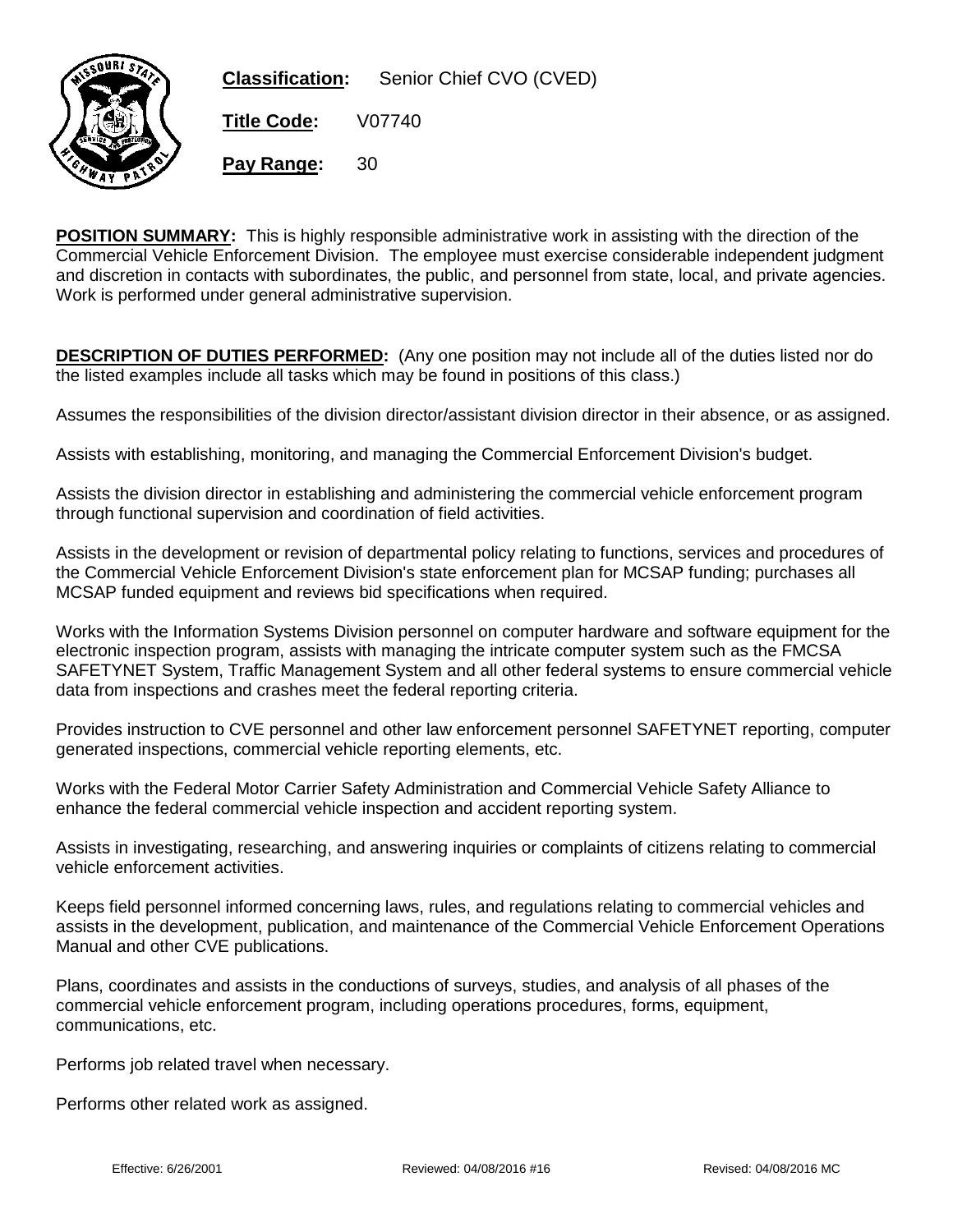**Classification:** Senior Chief CVO (CVED)

**Title Code:** V07740

**Pay Range:** 30

**POSITION SUMMARY:** This is highly responsible administrative work in assisting with the direction of the Commercial Vehicle Enforcement Division. The employee must exercise considerable independent judgment and discretion in contacts with subordinates, the public, and personnel from state, local, and private agencies. Work is performed under general administrative supervision.

**DESCRIPTION OF DUTIES PERFORMED:** (Any one position may not include all of the duties listed nor do the listed examples include all tasks which may be found in positions of this class.)

Assumes the responsibilities of the division director/assistant division director in their absence, or as assigned.

Assists with establishing, monitoring, and managing the Commercial Enforcement Division's budget.

Assists the division director in establishing and administering the commercial vehicle enforcement program through functional supervision and coordination of field activities.

Assists in the development or revision of departmental policy relating to functions, services and procedures of the Commercial Vehicle Enforcement Division's state enforcement plan for MCSAP funding; purchases all MCSAP funded equipment and reviews bid specifications when required.

Works with the Information Systems Division personnel on computer hardware and software equipment for the electronic inspection program, assists with managing the intricate computer system such as the FMCSA SAFETYNET System, Traffic Management System and all other federal systems to ensure commercial vehicle data from inspections and crashes meet the federal reporting criteria.

Provides instruction to CVE personnel and other law enforcement personnel SAFETYNET reporting, computer generated inspections, commercial vehicle reporting elements, etc.

Works with the Federal Motor Carrier Safety Administration and Commercial Vehicle Safety Alliance to enhance the federal commercial vehicle inspection and accident reporting system.

Assists in investigating, researching, and answering inquiries or complaints of citizens relating to commercial vehicle enforcement activities.

Keeps field personnel informed concerning laws, rules, and regulations relating to commercial vehicles and assists in the development, publication, and maintenance of the Commercial Vehicle Enforcement Operations Manual and other CVE publications.

Plans, coordinates and assists in the conductions of surveys, studies, and analysis of all phases of the commercial vehicle enforcement program, including operations procedures, forms, equipment, communications, etc.

Performs job related travel when necessary.

Performs other related work as assigned.

Effective: 6/26/2001 Reviewed: 04/08/2016 #16 Revised: 04/08/2016 MC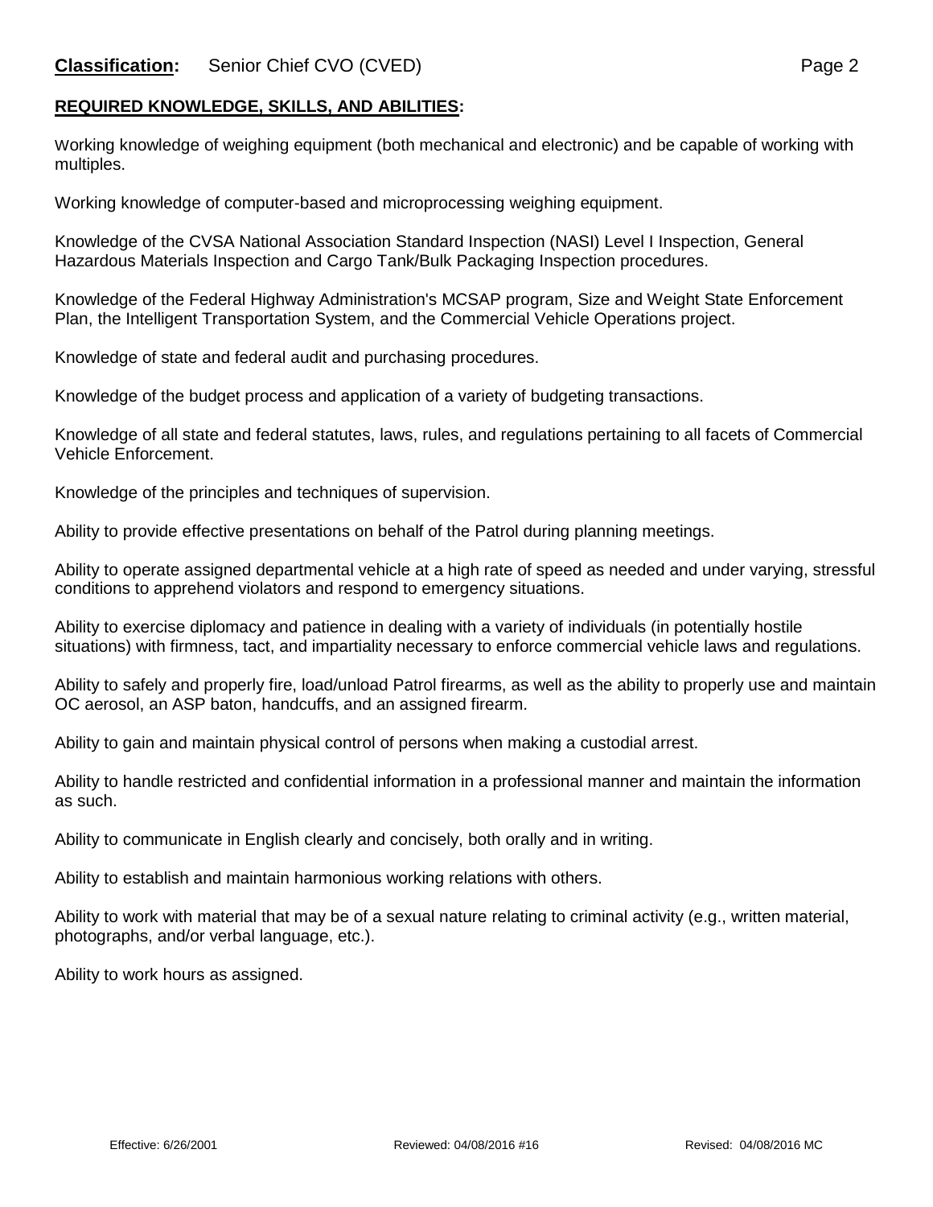**Classification:** Senior Chief CVO (CVED)

## REQUIRED KNOWLEDGE, SKILLS, AND ABILITIES:

Working knowledge of weighing equipment (both mechanical and electronic) and be capable of working with multiples.

Working knowledge of computer-based and microprocessing weighing equipment.

Knowledge of the CVSA National Association Standard Inspection (NASI) Level I Inspection, General Hazardous Materials Inspection and Cargo Tank/Bulk Packaging Inspection procedures.

Knowledge of the Federal Highway Administration's MCSAP program, Size and Weight State Enforcement Plan, the Intelligent Transportation System, and the Commercial Vehicle Operations project.

Knowledge of state and federal audit and purchasing procedures.

Knowledge of the budget process and application of a variety of budgeting transactions.

Knowledge of all state and federal statutes, laws, rules, and regulations pertaining to all facets of Commercial Vehicle Enforcement.

Knowledge of the principles and techniques of supervision.

Ability to provide effective presentations on behalf of the Patrol during planning meetings.

Ability to operate assigned departmental vehicle at a high rate of speed as needed and under varying, stressful conditions to apprehend violators and respond to emergency situations.

Ability to exercise diplomacy and patience in dealing with a variety of individuals (in potentially hostile situations) with firmness, tact, and impartiality necessary to enforce commercial vehicle laws and regulations.

Ability to safely and properly fire, load/unload Patrol firearms, as well as the ability to properly use and maintain OC aerosol, an ASP baton, handcuffs, and an assigned firearm.

Ability to gain and maintain physical control of persons when making a custodial arrest.

Ability to handle restricted and confidential information in a professional manner and maintain the information as such.

Ability to communicate in English clearly and concisely, both orally and in writing.

Ability to establish and maintain harmonious working relations with others.

Ability to work with material that may be of a sexual nature relating to criminal activity (e.g., written material, photographs, and/or verbal language, etc.).

Ability to work hours as assigned.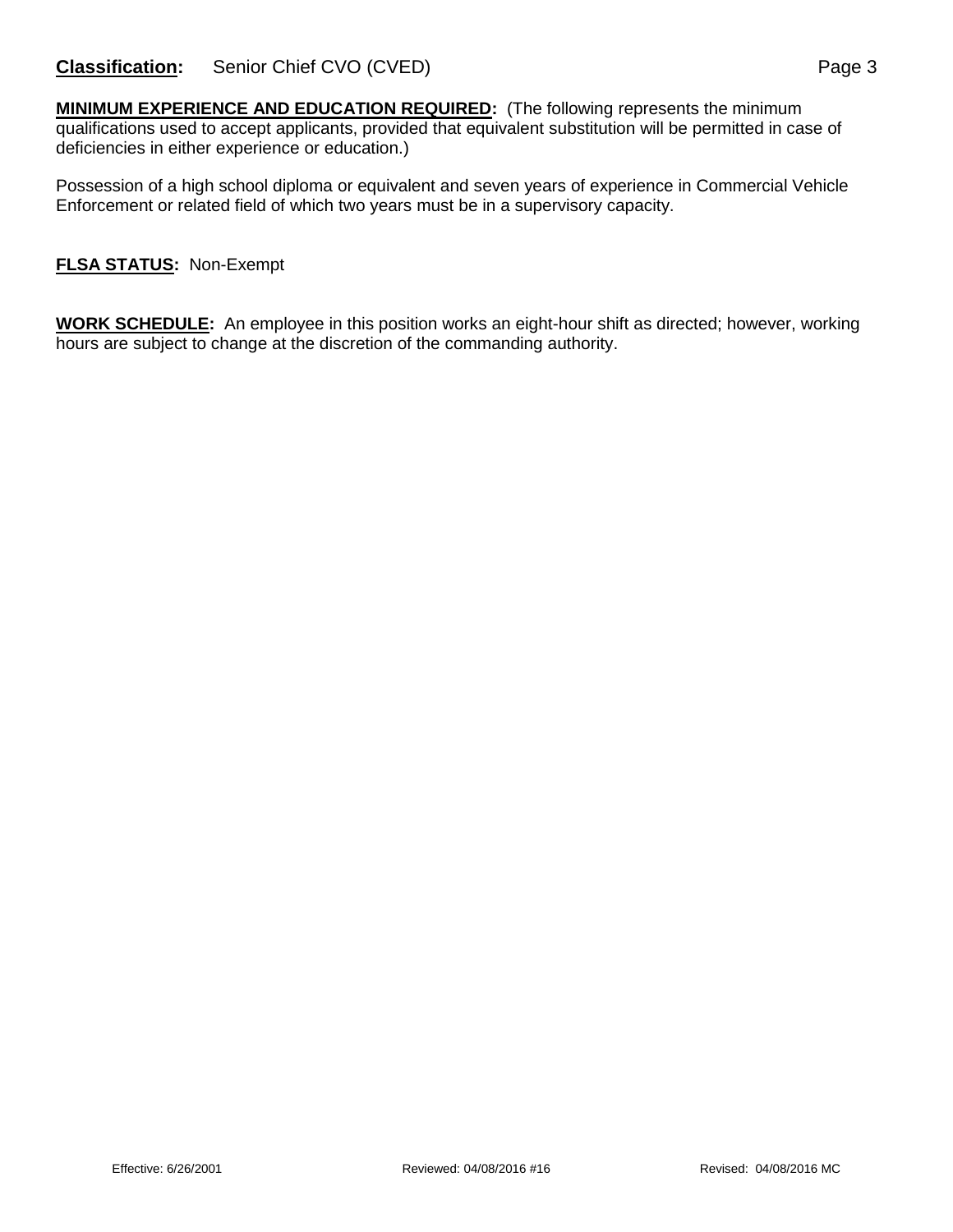**MINIMUM EXPERIENCE AND EDUCATION REQUIRED:** (The following represents the minimum qualifications used to accept applicants, provided that equivalent substitution will be permitted in case of deficiencies in either experience or education.)

Possession of a high school diploma or equivalent and seven years of experience in Commercial Vehicle Enforcement or related field of which two years must be in a supervisory capacity.

**FLSA STATUS:** Non-Exempt

**WORK SCHEDULE:** An employee in this position works an eight-hour shift as directed; however, working hours are subject to change at the discretion of the commanding authority.